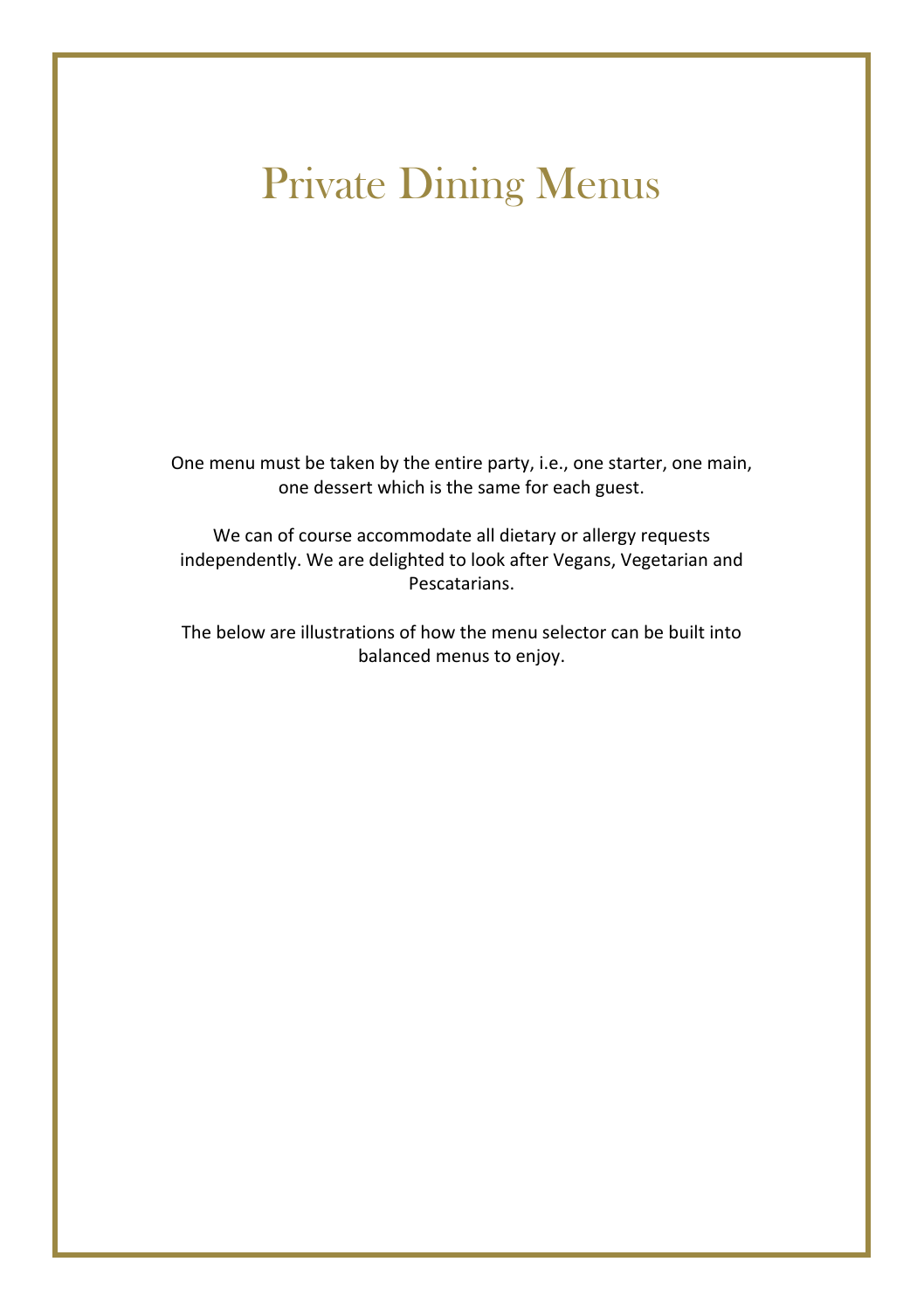# Private Dining Menus

One menu must be taken by the entire party, i.e., one starter, one main, one dessert which is the same for each guest.

We can of course accommodate all dietary or allergy requests independently. We are delighted to look after Vegans, Vegetarian and Pescatarians.

The below are illustrations of how the menu selector can be built into balanced menus to enjoy.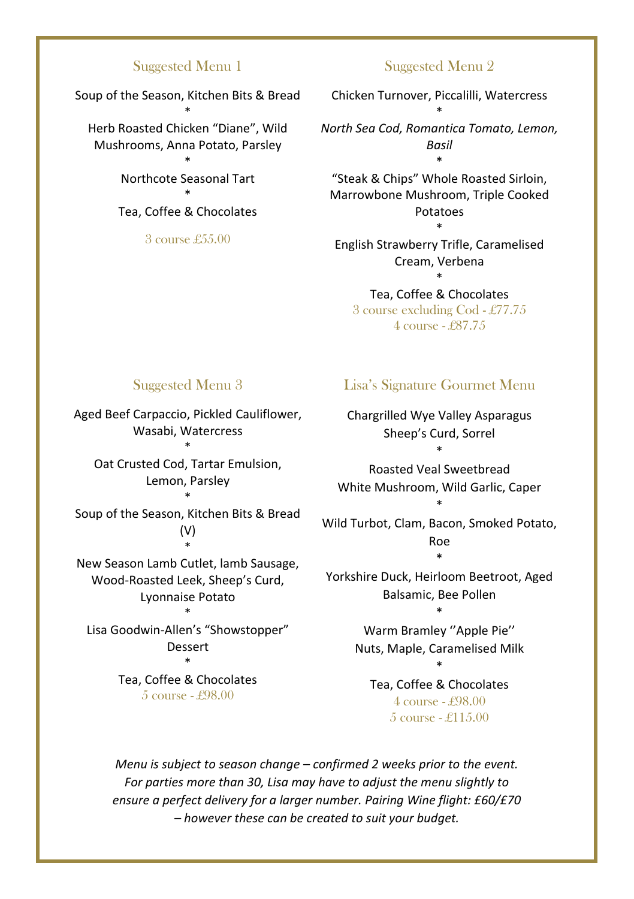## Suggested Menu 1

Soup of the Season, Kitchen Bits & Bread

*

Herb Roasted Chicken "Diane", Wild Mushrooms, Anna Potato, Parsley

*

Northcote Seasonal Tart

*

Tea, Coffee & Chocolates

3 course £55.00

## Suggested Menu 2

Chicken Turnover, Piccalilli, Watercress

*

*North Sea Cod, Romantica Tomato, Lemon, Basil*

*

"Steak & Chips" Whole Roasted Sirloin, Marrowbone Mushroom, Triple Cooked Potatoes

*

English Strawberry Trifle, Caramelised Cream, Verbena

*

Tea, Coffee & Chocolates

3 course excluding Cod - £77.75

4 course - £87.75

## Suggested Menu 3

Aged Beef Carpaccio, Pickled Cauliflower, Wasabi, Watercress

*

Oat Crusted Cod, Tartar Emulsion, Lemon, Parsley

*

Soup of the Season, Kitchen Bits & Bread (V)

*

New Season Lamb Cutlet, lamb Sausage, Wood-Roasted Leek, Sheep's Curd, Lyonnaise Potato

*

Lisa Goodwin-Allen's "Showstopper" Dessert

*

Tea, Coffee & Chocolates

5 course - £98.00

## Lisa's Signature Gourmet Menu

Chargrilled Wye Valley Asparagus
Sheep's Curd, Sorrel

*

Roasted Veal Sweetbread
White Mushroom, Wild Garlic, Caper

*

Wild Turbot, Clam, Bacon, Smoked Potato, Roe

*

Yorkshire Duck, Heirloom Beetroot, Aged Balsamic, Bee Pollen

*

Warm Bramley ''Apple Pie''
Nuts, Maple, Caramelised Milk

*

Tea, Coffee & Chocolates

4 course - £98.00

5 course - £115.00

*Menu is subject to season change – confirmed 2 weeks prior to the event. For parties more than 30, Lisa may have to adjust the menu slightly to ensure a perfect delivery for a larger number. Pairing Wine flight: £60/£70 – however these can be created to suit your budget.*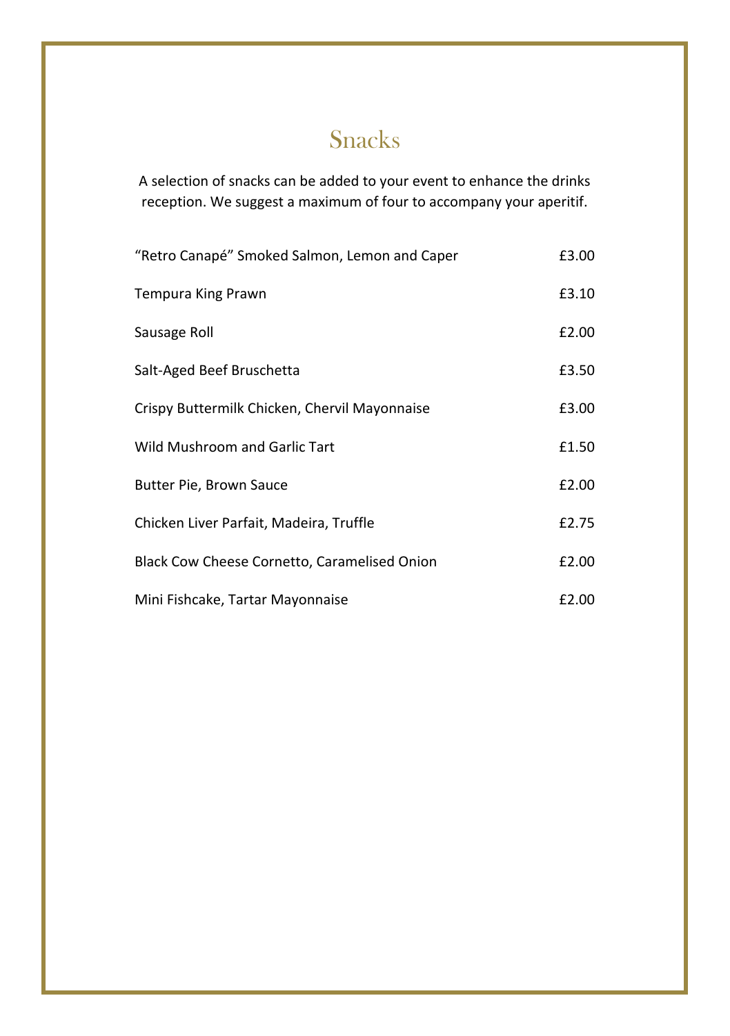# Snacks

A selection of snacks can be added to your event to enhance the drinks reception. We suggest a maximum of four to accompany your aperitif.

| | |
|---|---|
| "Retro Canapé" Smoked Salmon, Lemon and Caper | £3.00 |
| Tempura King Prawn | £3.10 |
| Sausage Roll | £2.00 |
| Salt-Aged Beef Bruschetta | £3.50 |
| Crispy Buttermilk Chicken, Chervil Mayonnaise | £3.00 |
| Wild Mushroom and Garlic Tart | £1.50 |
| Butter Pie, Brown Sauce | £2.00 |
| Chicken Liver Parfait, Madeira, Truffle | £2.75 |
| Black Cow Cheese Cornetto, Caramelised Onion | £2.00 |
| Mini Fishcake, Tartar Mayonnaise | £2.00 |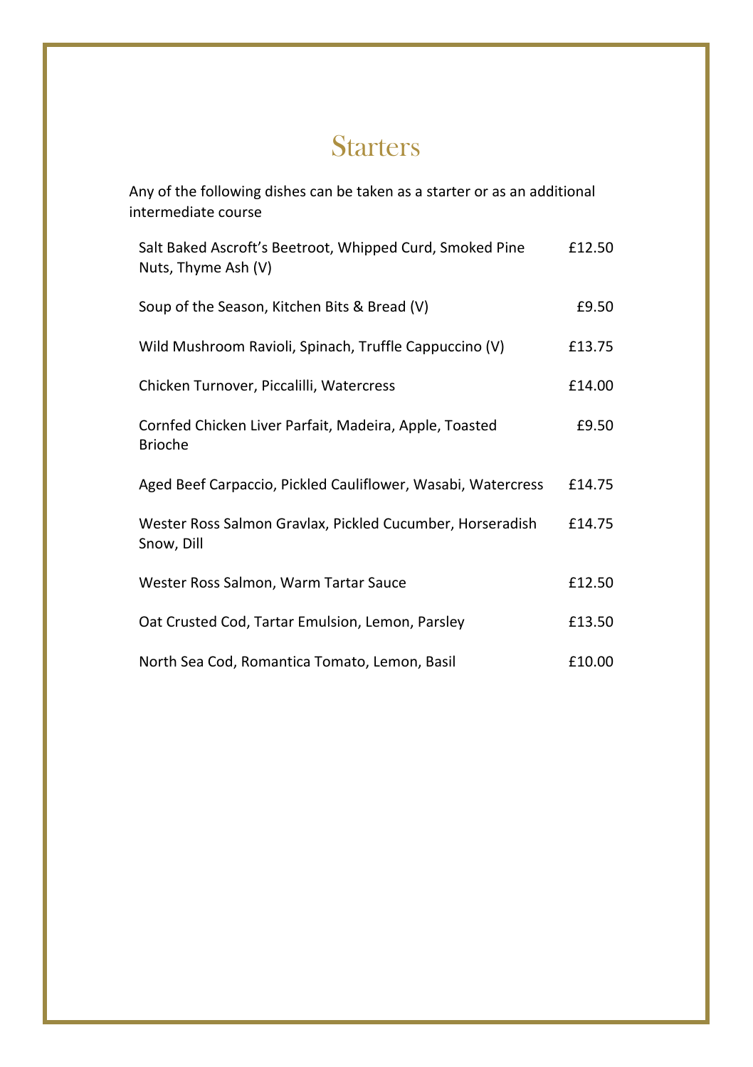# Starters

Any of the following dishes can be taken as a starter or as an additional intermediate course

| | |
|---|---|
| Salt Baked Ascroft's Beetroot, Whipped Curd, Smoked Pine Nuts, Thyme Ash (V) | £12.50 |
| Soup of the Season, Kitchen Bits & Bread (V) | £9.50 |
| Wild Mushroom Ravioli, Spinach, Truffle Cappuccino (V) | £13.75 |
| Chicken Turnover, Piccalilli, Watercress | £14.00 |
| Cornfed Chicken Liver Parfait, Madeira, Apple, Toasted Brioche | £9.50 |
| Aged Beef Carpaccio, Pickled Cauliflower, Wasabi, Watercress | £14.75 |
| Wester Ross Salmon Gravlax, Pickled Cucumber, Horseradish Snow, Dill | £14.75 |
| Wester Ross Salmon, Warm Tartar Sauce | £12.50 |
| Oat Crusted Cod, Tartar Emulsion, Lemon, Parsley | £13.50 |
| North Sea Cod, Romantica Tomato, Lemon, Basil | £10.00 |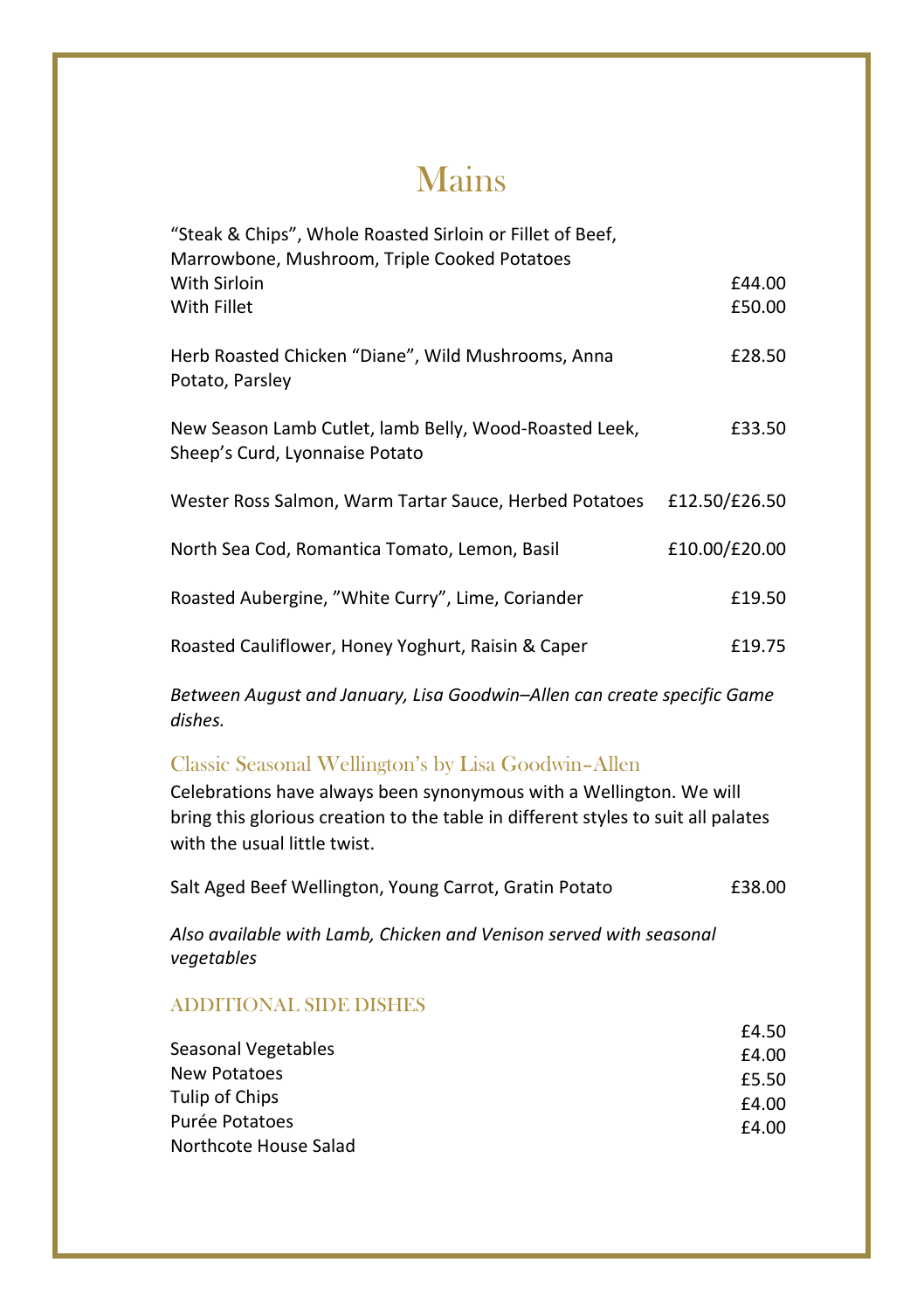# Mains

| Dish | Price |
|---|---|
| "Steak & Chips", Whole Roasted Sirloin or Fillet of Beef, Marrowbone, Mushroom, Triple Cooked Potatoes | |
| With Sirloin | £44.00 |
| With Fillet | £50.00 |
| Herb Roasted Chicken "Diane", Wild Mushrooms, Anna Potato, Parsley | £28.50 |
| New Season Lamb Cutlet, lamb Belly, Wood-Roasted Leek, Sheep's Curd, Lyonnaise Potato | £33.50 |
| Wester Ross Salmon, Warm Tartar Sauce, Herbed Potatoes | £12.50/£26.50 |
| North Sea Cod, Romantica Tomato, Lemon, Basil | £10.00/£20.00 |
| Roasted Aubergine, "White Curry", Lime, Coriander | £19.50 |
| Roasted Cauliflower, Honey Yoghurt, Raisin & Caper | £19.75 |

*Between August and January, Lisa Goodwin–Allen can create specific Game dishes.*

## Classic Seasonal Wellington's by Lisa Goodwin-Allen

Celebrations have always been synonymous with a Wellington. We will bring this glorious creation to the table in different styles to suit all palates with the usual little twist.

| Dish | Price |
|---|---|
| Salt Aged Beef Wellington, Young Carrot, Gratin Potato | £38.00 |

*Also available with Lamb, Chicken and Venison served with seasonal vegetables*

## ADDITIONAL SIDE DISHES

| Side | Price |
|---|---|
| Seasonal Vegetables | £4.50 |
| New Potatoes | £4.00 |
| Tulip of Chips | £5.50 |
| Purée Potatoes | £4.00 |
| Northcote House Salad | £4.00 |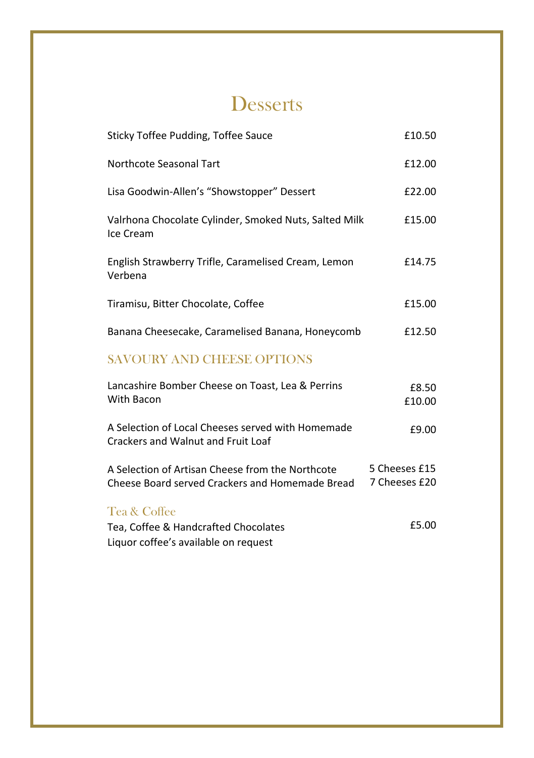# Desserts

| | |
|---|---|
| Sticky Toffee Pudding, Toffee Sauce | £10.50 |
| Northcote Seasonal Tart | £12.00 |
| Lisa Goodwin-Allen's "Showstopper" Dessert | £22.00 |
| Valrhona Chocolate Cylinder, Smoked Nuts, Salted Milk Ice Cream | £15.00 |
| English Strawberry Trifle, Caramelised Cream, Lemon Verbena | £14.75 |
| Tiramisu, Bitter Chocolate, Coffee | £15.00 |
| Banana Cheesecake, Caramelised Banana, Honeycomb | £12.50 |

## SAVOURY AND CHEESE OPTIONS

| | |
|---|---|
| Lancashire Bomber Cheese on Toast, Lea & Perrins | £8.50 |
| With Bacon | £10.00 |
| A Selection of Local Cheeses served with Homemade Crackers and Walnut and Fruit Loaf | £9.00 |
| A Selection of Artisan Cheese from the Northcote Cheese Board served Crackers and Homemade Bread | 5 Cheeses £15<br>7 Cheeses £20 |

## Tea & Coffee

| | |
|---|---|
| Tea, Coffee & Handcrafted Chocolates | £5.00 |

Liquor coffee's available on request